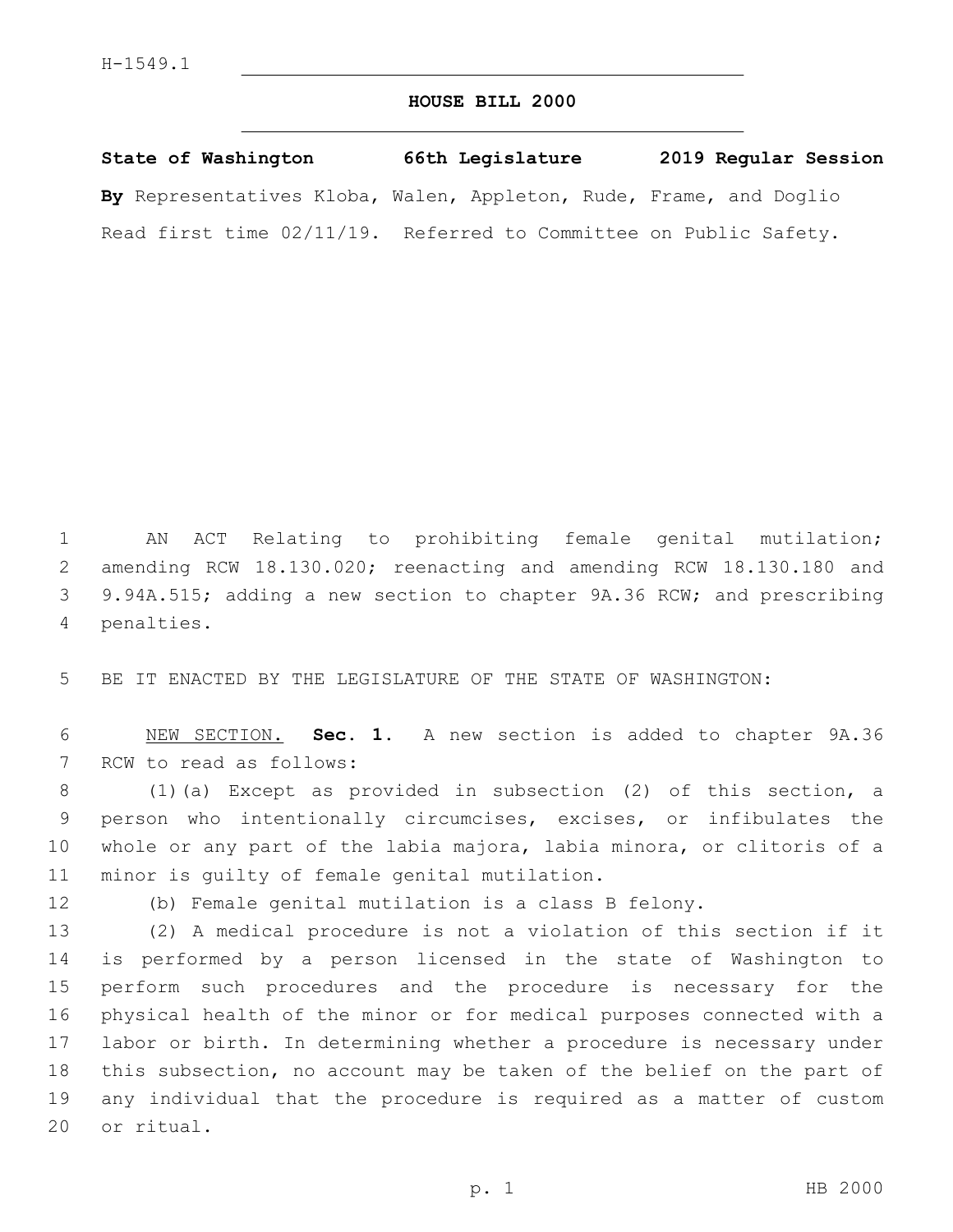H-1549.1

# HOUSE BILL 2000

**State of Washington 66th Legislature 2019 Regular Session**

**By** Representatives Kloba, Walen, Appleton, Rude, Frame, and Doglio

Read first time 02/11/19. Referred to Committee on Public Safety.

AN ACT Relating to prohibiting female genital mutilation; amending RCW 18.130.020; reenacting and amending RCW 18.130.180 and 9.94A.515; adding a new section to chapter 9A.36 RCW; and prescribing penalties.

BE IT ENACTED BY THE LEGISLATURE OF THE STATE OF WASHINGTON:

NEW SECTION. **Sec. 1.** A new section is added to chapter 9A.36 RCW to read as follows:

(1)(a) Except as provided in subsection (2) of this section, a person who intentionally circumcises, excises, or infibulates the whole or any part of the labia majora, labia minora, or clitoris of a minor is guilty of female genital mutilation.

(b) Female genital mutilation is a class B felony.

(2) A medical procedure is not a violation of this section if it is performed by a person licensed in the state of Washington to perform such procedures and the procedure is necessary for the physical health of the minor or for medical purposes connected with a labor or birth. In determining whether a procedure is necessary under this subsection, no account may be taken of the belief on the part of any individual that the procedure is required as a matter of custom or ritual.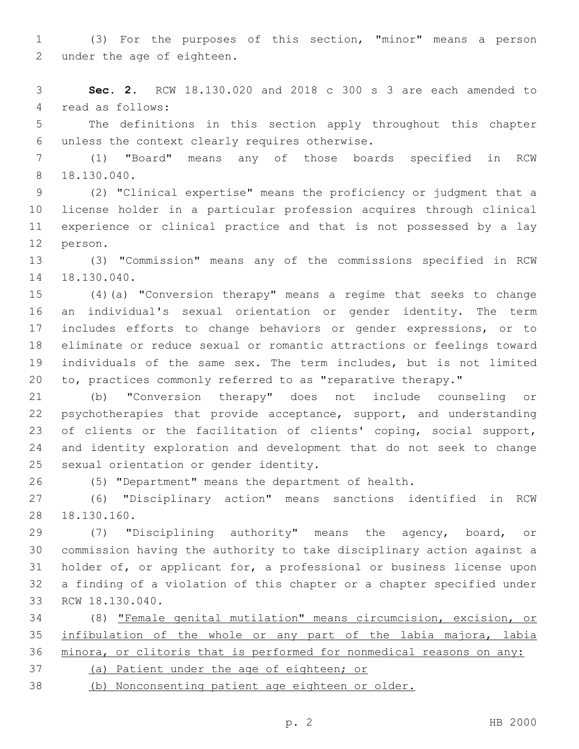(3) For the purposes of this section, "minor" means a person under the age of eighteen.

**Sec. 2.** RCW 18.130.020 and 2018 c 300 s 3 are each amended to read as follows:

The definitions in this section apply throughout this chapter unless the context clearly requires otherwise.

(1) "Board" means any of those boards specified in RCW 18.130.040.

(2) "Clinical expertise" means the proficiency or judgment that a license holder in a particular profession acquires through clinical experience or clinical practice and that is not possessed by a lay person.

(3) "Commission" means any of the commissions specified in RCW 18.130.040.

(4)(a) "Conversion therapy" means a regime that seeks to change an individual's sexual orientation or gender identity. The term includes efforts to change behaviors or gender expressions, or to eliminate or reduce sexual or romantic attractions or feelings toward individuals of the same sex. The term includes, but is not limited to, practices commonly referred to as "reparative therapy."

(b) "Conversion therapy" does not include counseling or psychotherapies that provide acceptance, support, and understanding of clients or the facilitation of clients' coping, social support, and identity exploration and development that do not seek to change sexual orientation or gender identity.

(5) "Department" means the department of health.

(6) "Disciplinary action" means sanctions identified in RCW 18.130.160.

(7) "Disciplining authority" means the agency, board, or commission having the authority to take disciplinary action against a holder of, or applicant for, a professional or business license upon a finding of a violation of this chapter or a chapter specified under RCW 18.130.040.

(8) <u>"Female genital mutilation" means circumcision, excision, or infibulation of the whole or any part of the labia majora, labia minora, or clitoris that is performed for nonmedical reasons on any:</u>

<u>(a) Patient under the age of eighteen; or</u>

<u>(b) Nonconsenting patient age eighteen or older.</u>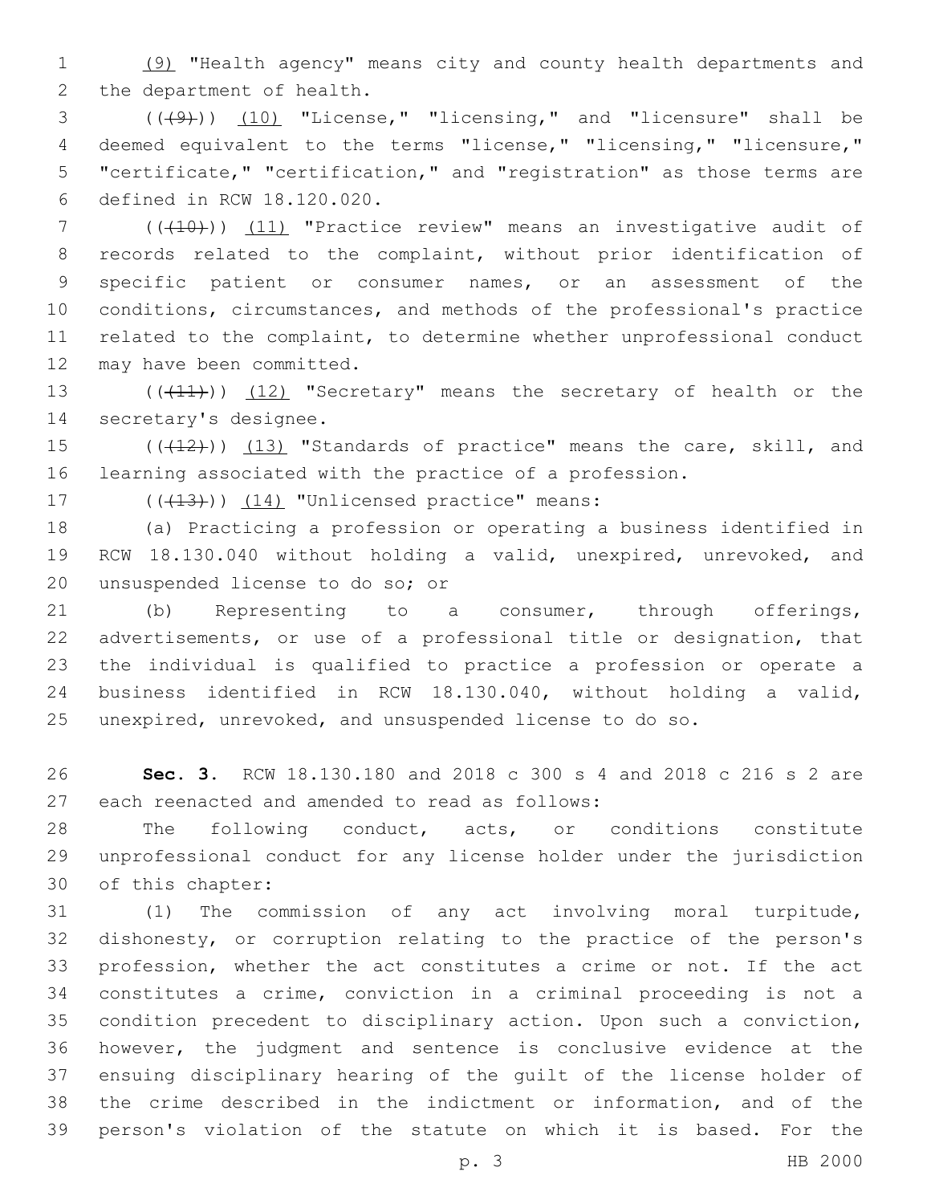(9) "Health agency" means city and county health departments and the department of health.

(((9))) (10) "License," "licensing," and "licensure" shall be deemed equivalent to the terms "license," "licensing," "licensure," "certificate," "certification," and "registration" as those terms are defined in RCW 18.120.020.

(((10))) (11) "Practice review" means an investigative audit of records related to the complaint, without prior identification of specific patient or consumer names, or an assessment of the conditions, circumstances, and methods of the professional's practice related to the complaint, to determine whether unprofessional conduct may have been committed.

(((11))) (12) "Secretary" means the secretary of health or the secretary's designee.

(((12))) (13) "Standards of practice" means the care, skill, and learning associated with the practice of a profession.

(((13))) (14) "Unlicensed practice" means:

(a) Practicing a profession or operating a business identified in RCW 18.130.040 without holding a valid, unexpired, unrevoked, and unsuspended license to do so; or

(b) Representing to a consumer, through offerings, advertisements, or use of a professional title or designation, that the individual is qualified to practice a profession or operate a business identified in RCW 18.130.040, without holding a valid, unexpired, unrevoked, and unsuspended license to do so.

**Sec. 3.** RCW 18.130.180 and 2018 c 300 s 4 and 2018 c 216 s 2 are each reenacted and amended to read as follows:

The following conduct, acts, or conditions constitute unprofessional conduct for any license holder under the jurisdiction of this chapter:

(1) The commission of any act involving moral turpitude, dishonesty, or corruption relating to the practice of the person's profession, whether the act constitutes a crime or not. If the act constitutes a crime, conviction in a criminal proceeding is not a condition precedent to disciplinary action. Upon such a conviction, however, the judgment and sentence is conclusive evidence at the ensuing disciplinary hearing of the guilt of the license holder of the crime described in the indictment or information, and of the person's violation of the statute on which it is based. For the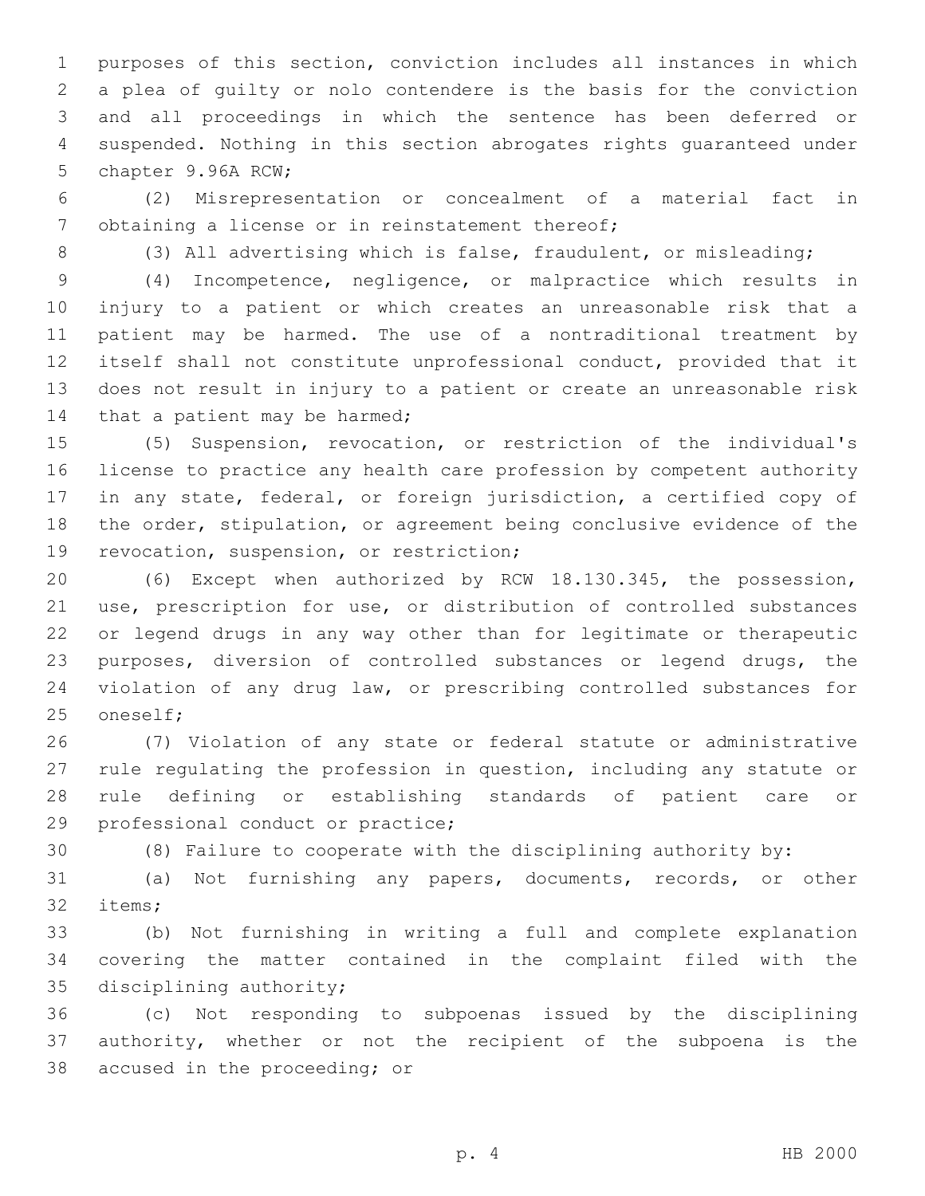purposes of this section, conviction includes all instances in which a plea of guilty or nolo contendere is the basis for the conviction and all proceedings in which the sentence has been deferred or suspended. Nothing in this section abrogates rights guaranteed under chapter 9.96A RCW;

(2) Misrepresentation or concealment of a material fact in obtaining a license or in reinstatement thereof;

(3) All advertising which is false, fraudulent, or misleading;

(4) Incompetence, negligence, or malpractice which results in injury to a patient or which creates an unreasonable risk that a patient may be harmed. The use of a nontraditional treatment by itself shall not constitute unprofessional conduct, provided that it does not result in injury to a patient or create an unreasonable risk that a patient may be harmed;

(5) Suspension, revocation, or restriction of the individual's license to practice any health care profession by competent authority in any state, federal, or foreign jurisdiction, a certified copy of the order, stipulation, or agreement being conclusive evidence of the revocation, suspension, or restriction;

(6) Except when authorized by RCW 18.130.345, the possession, use, prescription for use, or distribution of controlled substances or legend drugs in any way other than for legitimate or therapeutic purposes, diversion of controlled substances or legend drugs, the violation of any drug law, or prescribing controlled substances for oneself;

(7) Violation of any state or federal statute or administrative rule regulating the profession in question, including any statute or rule defining or establishing standards of patient care or professional conduct or practice;

(8) Failure to cooperate with the disciplining authority by:

(a) Not furnishing any papers, documents, records, or other items;

(b) Not furnishing in writing a full and complete explanation covering the matter contained in the complaint filed with the disciplining authority;

(c) Not responding to subpoenas issued by the disciplining authority, whether or not the recipient of the subpoena is the accused in the proceeding; or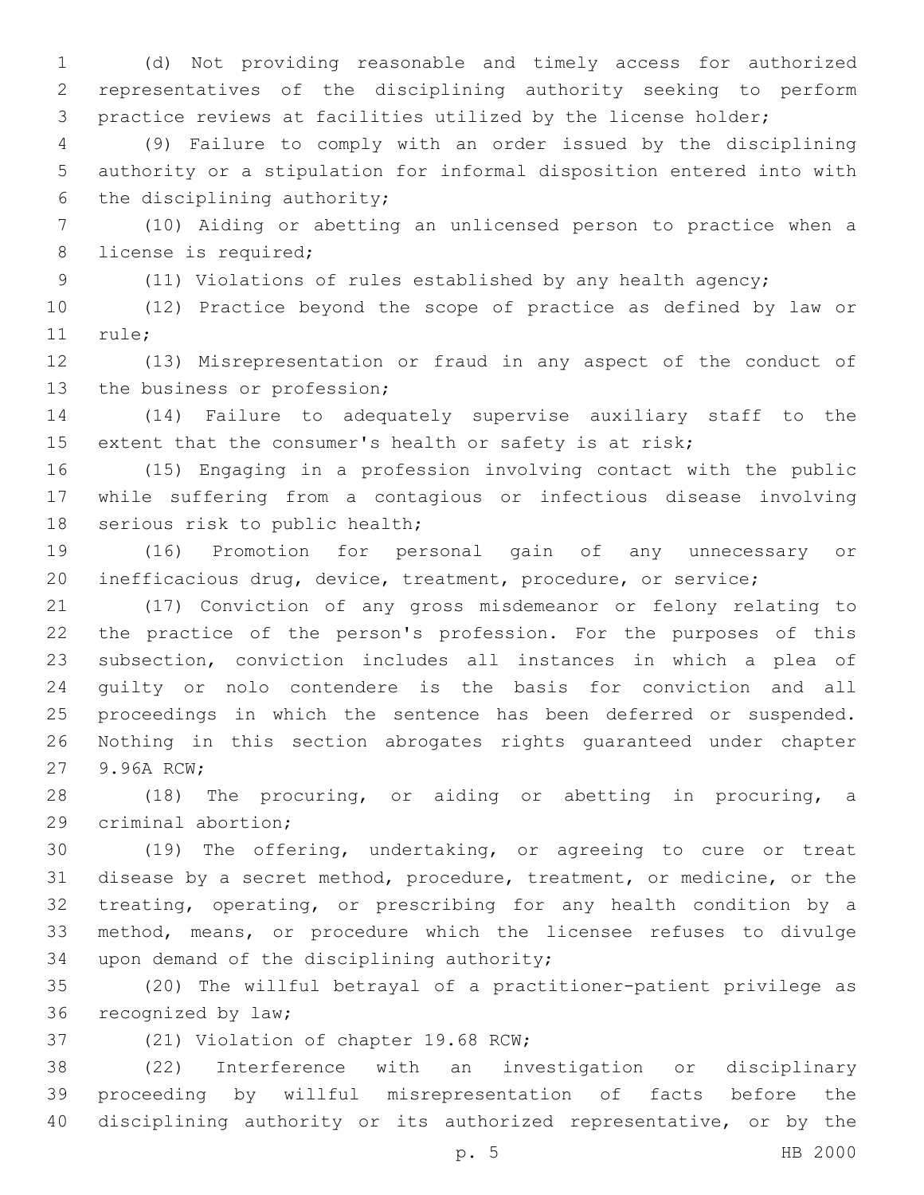(d) Not providing reasonable and timely access for authorized representatives of the disciplining authority seeking to perform practice reviews at facilities utilized by the license holder;

(9) Failure to comply with an order issued by the disciplining authority or a stipulation for informal disposition entered into with the disciplining authority;

(10) Aiding or abetting an unlicensed person to practice when a license is required;

(11) Violations of rules established by any health agency;

(12) Practice beyond the scope of practice as defined by law or rule;

(13) Misrepresentation or fraud in any aspect of the conduct of the business or profession;

(14) Failure to adequately supervise auxiliary staff to the extent that the consumer's health or safety is at risk;

(15) Engaging in a profession involving contact with the public while suffering from a contagious or infectious disease involving serious risk to public health;

(16) Promotion for personal gain of any unnecessary or inefficacious drug, device, treatment, procedure, or service;

(17) Conviction of any gross misdemeanor or felony relating to the practice of the person's profession. For the purposes of this subsection, conviction includes all instances in which a plea of guilty or nolo contendere is the basis for conviction and all proceedings in which the sentence has been deferred or suspended. Nothing in this section abrogates rights guaranteed under chapter 9.96A RCW;

(18) The procuring, or aiding or abetting in procuring, a criminal abortion;

(19) The offering, undertaking, or agreeing to cure or treat disease by a secret method, procedure, treatment, or medicine, or the treating, operating, or prescribing for any health condition by a method, means, or procedure which the licensee refuses to divulge upon demand of the disciplining authority;

(20) The willful betrayal of a practitioner-patient privilege as recognized by law;

(21) Violation of chapter 19.68 RCW;

(22) Interference with an investigation or disciplinary proceeding by willful misrepresentation of facts before the disciplining authority or its authorized representative, or by the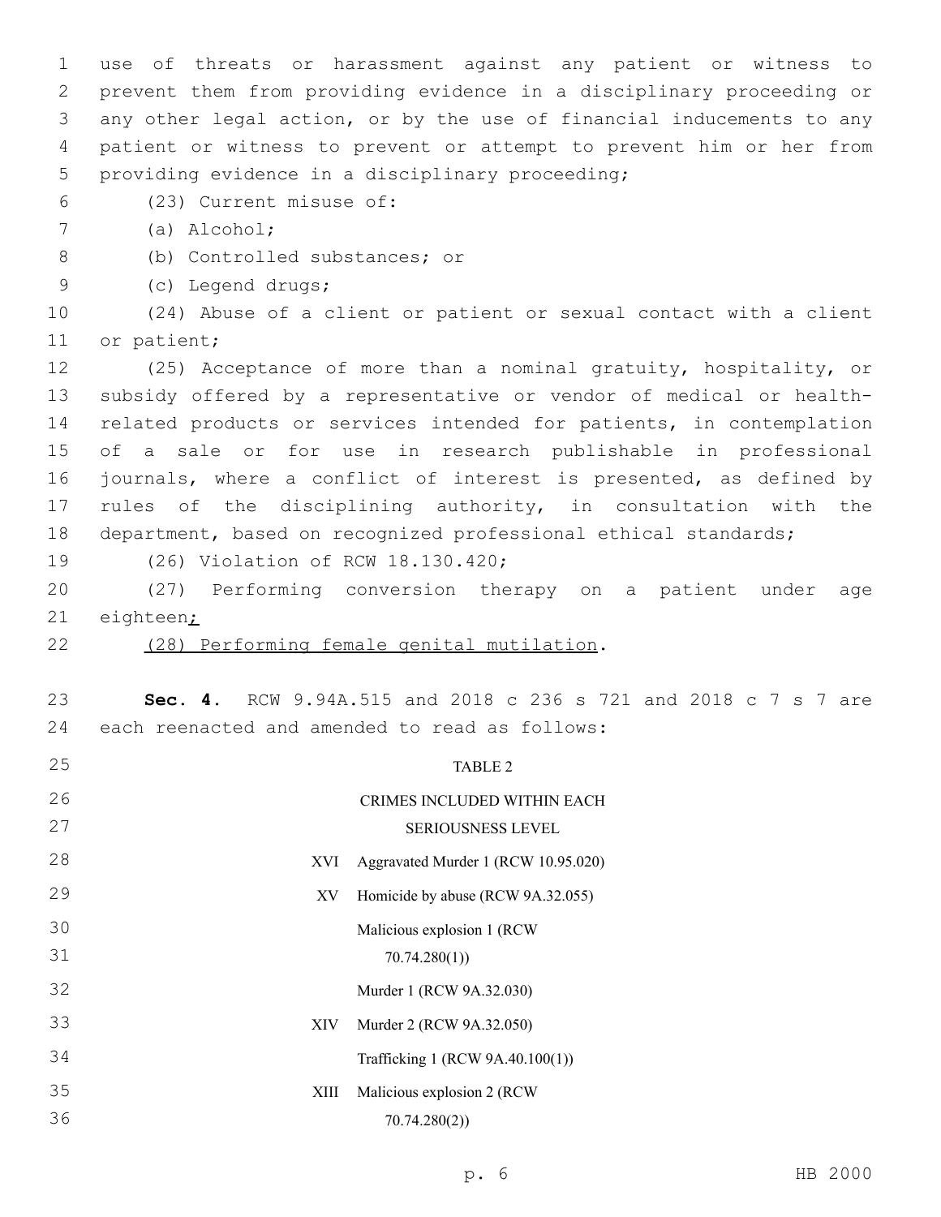use of threats or harassment against any patient or witness to prevent them from providing evidence in a disciplinary proceeding or any other legal action, or by the use of financial inducements to any patient or witness to prevent or attempt to prevent him or her from providing evidence in a disciplinary proceeding;

(23) Current misuse of:

(a) Alcohol;

(b) Controlled substances; or

(c) Legend drugs;

(24) Abuse of a client or patient or sexual contact with a client or patient;

(25) Acceptance of more than a nominal gratuity, hospitality, or subsidy offered by a representative or vendor of medical or health-related products or services intended for patients, in contemplation of a sale or for use in research publishable in professional journals, where a conflict of interest is presented, as defined by rules of the disciplining authority, in consultation with the department, based on recognized professional ethical standards;

(26) Violation of RCW 18.130.420;

(27) Performing conversion therapy on a patient under age eighteen<u>;</u>

<u>(28) Performing female genital mutilation</u>.

**Sec. 4.** RCW 9.94A.515 and 2018 c 236 s 721 and 2018 c 7 s 7 are each reenacted and amended to read as follows:

TABLE 2

CRIMES INCLUDED WITHIN EACH SERIOUSNESS LEVEL

| | |
|---|---|
| XVI | Aggravated Murder 1 (RCW 10.95.020) |
| XV | Homicide by abuse (RCW 9A.32.055) |
| | Malicious explosion 1 (RCW 70.74.280(1)) |
| | Murder 1 (RCW 9A.32.030) |
| XIV | Murder 2 (RCW 9A.32.050) |
| | Trafficking 1 (RCW 9A.40.100(1)) |
| XIII | Malicious explosion 2 (RCW 70.74.280(2)) |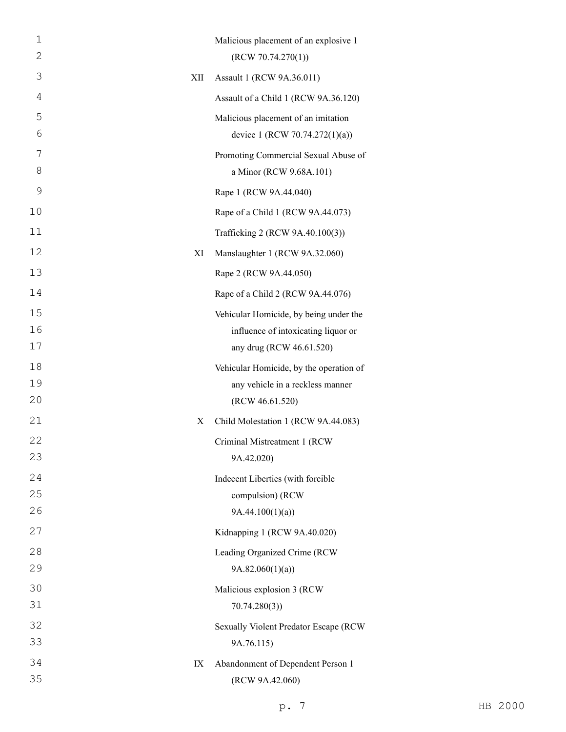| | |
|---|---|
| | Malicious placement of an explosive 1 (RCW 70.74.270(1)) |
| XII | Assault 1 (RCW 9A.36.011) |
| | Assault of a Child 1 (RCW 9A.36.120) |
| | Malicious placement of an imitation device 1 (RCW 70.74.272(1)(a)) |
| | Promoting Commercial Sexual Abuse of a Minor (RCW 9.68A.101) |
| | Rape 1 (RCW 9A.44.040) |
| | Rape of a Child 1 (RCW 9A.44.073) |
| | Trafficking 2 (RCW 9A.40.100(3)) |
| XI | Manslaughter 1 (RCW 9A.32.060) |
| | Rape 2 (RCW 9A.44.050) |
| | Rape of a Child 2 (RCW 9A.44.076) |
| | Vehicular Homicide, by being under the influence of intoxicating liquor or any drug (RCW 46.61.520) |
| | Vehicular Homicide, by the operation of any vehicle in a reckless manner (RCW 46.61.520) |
| X | Child Molestation 1 (RCW 9A.44.083) |
| | Criminal Mistreatment 1 (RCW 9A.42.020) |
| | Indecent Liberties (with forcible compulsion) (RCW 9A.44.100(1)(a)) |
| | Kidnapping 1 (RCW 9A.40.020) |
| | Leading Organized Crime (RCW 9A.82.060(1)(a)) |
| | Malicious explosion 3 (RCW 70.74.280(3)) |
| | Sexually Violent Predator Escape (RCW 9A.76.115) |
| IX | Abandonment of Dependent Person 1 (RCW 9A.42.060) |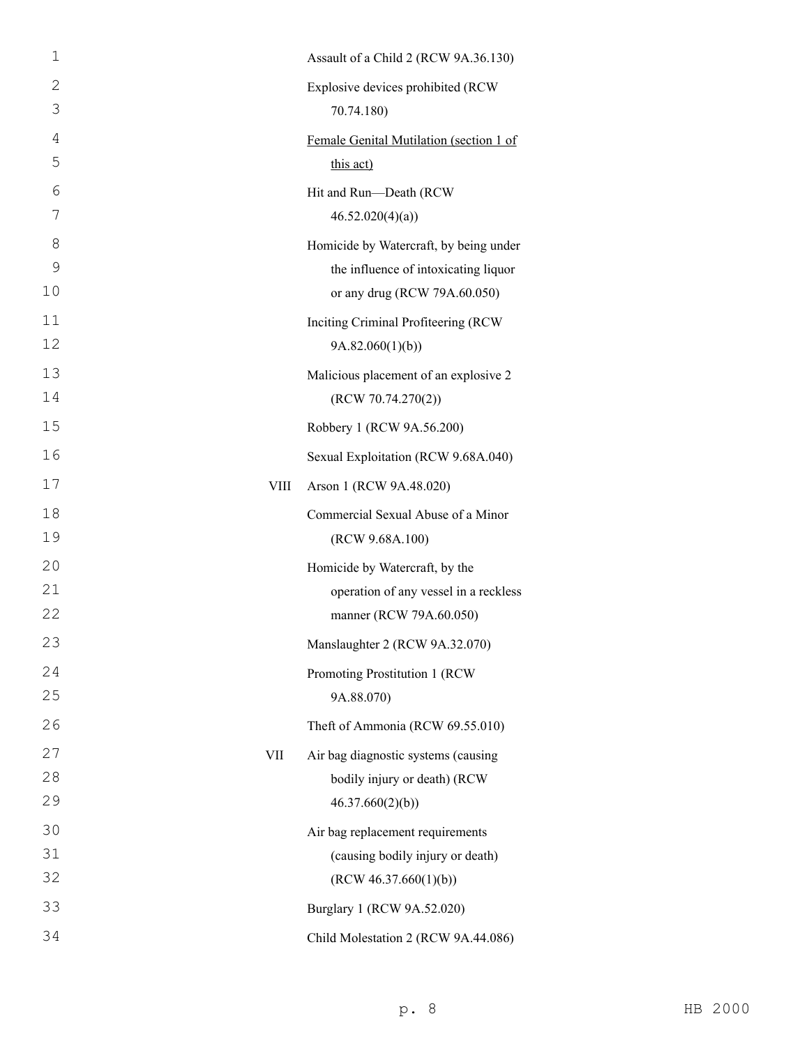| | |
|---|---|
| | Assault of a Child 2 (RCW 9A.36.130) |
| | Explosive devices prohibited (RCW 70.74.180) |
| | <u>Female Genital Mutilation (section 1 of this act)</u> |
| | Hit and Run—Death (RCW 46.52.020(4)(a)) |
| | Homicide by Watercraft, by being under the influence of intoxicating liquor or any drug (RCW 79A.60.050) |
| | Inciting Criminal Profiteering (RCW 9A.82.060(1)(b)) |
| | Malicious placement of an explosive 2 (RCW 70.74.270(2)) |
| | Robbery 1 (RCW 9A.56.200) |
| | Sexual Exploitation (RCW 9.68A.040) |
| VIII | Arson 1 (RCW 9A.48.020) |
| | Commercial Sexual Abuse of a Minor (RCW 9.68A.100) |
| | Homicide by Watercraft, by the operation of any vessel in a reckless manner (RCW 79A.60.050) |
| | Manslaughter 2 (RCW 9A.32.070) |
| | Promoting Prostitution 1 (RCW 9A.88.070) |
| | Theft of Ammonia (RCW 69.55.010) |
| VII | Air bag diagnostic systems (causing bodily injury or death) (RCW 46.37.660(2)(b)) |
| | Air bag replacement requirements (causing bodily injury or death) (RCW 46.37.660(1)(b)) |
| | Burglary 1 (RCW 9A.52.020) |
| | Child Molestation 2 (RCW 9A.44.086) |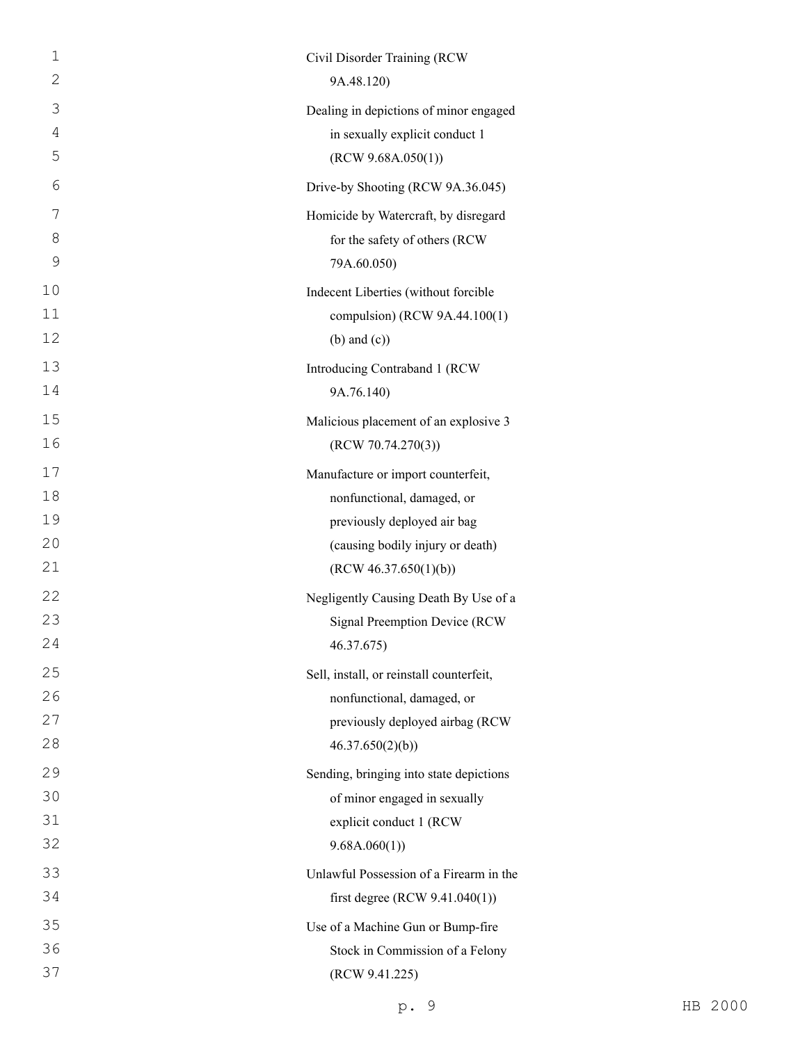Civil Disorder Training (RCW 9A.48.120)

Dealing in depictions of minor engaged in sexually explicit conduct 1 (RCW 9.68A.050(1))

Drive-by Shooting (RCW 9A.36.045)

Homicide by Watercraft, by disregard for the safety of others (RCW 79A.60.050)

Indecent Liberties (without forcible compulsion) (RCW 9A.44.100(1) (b) and (c))

Introducing Contraband 1 (RCW 9A.76.140)

Malicious placement of an explosive 3 (RCW 70.74.270(3))

Manufacture or import counterfeit, nonfunctional, damaged, or previously deployed air bag (causing bodily injury or death) (RCW 46.37.650(1)(b))

Negligently Causing Death By Use of a Signal Preemption Device (RCW 46.37.675)

Sell, install, or reinstall counterfeit, nonfunctional, damaged, or previously deployed airbag (RCW 46.37.650(2)(b))

Sending, bringing into state depictions of minor engaged in sexually explicit conduct 1 (RCW 9.68A.060(1))

Unlawful Possession of a Firearm in the first degree (RCW 9.41.040(1))

Use of a Machine Gun or Bump-fire Stock in Commission of a Felony (RCW 9.41.225)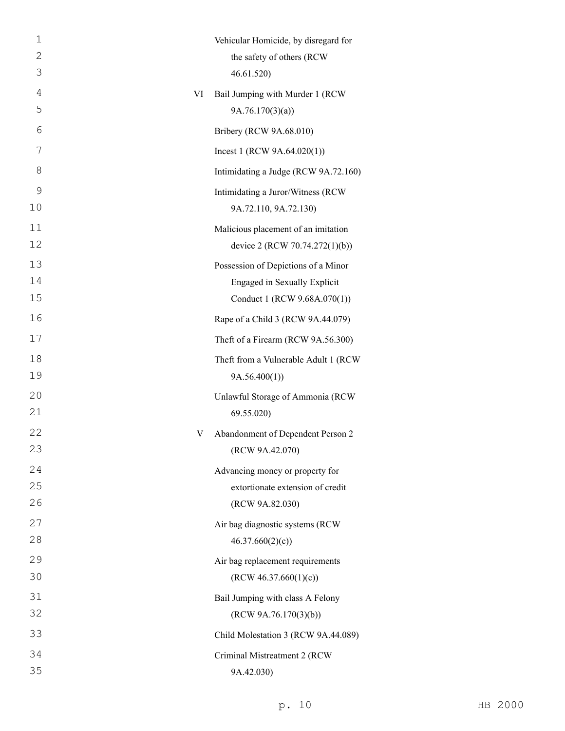| | |
|---|---|
| | Vehicular Homicide, by disregard for the safety of others (RCW 46.61.520) |
| VI | Bail Jumping with Murder 1 (RCW 9A.76.170(3)(a)) |
| | Bribery (RCW 9A.68.010) |
| | Incest 1 (RCW 9A.64.020(1)) |
| | Intimidating a Judge (RCW 9A.72.160) |
| | Intimidating a Juror/Witness (RCW 9A.72.110, 9A.72.130) |
| | Malicious placement of an imitation device 2 (RCW 70.74.272(1)(b)) |
| | Possession of Depictions of a Minor Engaged in Sexually Explicit Conduct 1 (RCW 9.68A.070(1)) |
| | Rape of a Child 3 (RCW 9A.44.079) |
| | Theft of a Firearm (RCW 9A.56.300) |
| | Theft from a Vulnerable Adult 1 (RCW 9A.56.400(1)) |
| | Unlawful Storage of Ammonia (RCW 69.55.020) |
| V | Abandonment of Dependent Person 2 (RCW 9A.42.070) |
| | Advancing money or property for extortionate extension of credit (RCW 9A.82.030) |
| | Air bag diagnostic systems (RCW 46.37.660(2)(c)) |
| | Air bag replacement requirements (RCW 46.37.660(1)(c)) |
| | Bail Jumping with class A Felony (RCW 9A.76.170(3)(b)) |
| | Child Molestation 3 (RCW 9A.44.089) |
| | Criminal Mistreatment 2 (RCW 9A.42.030) |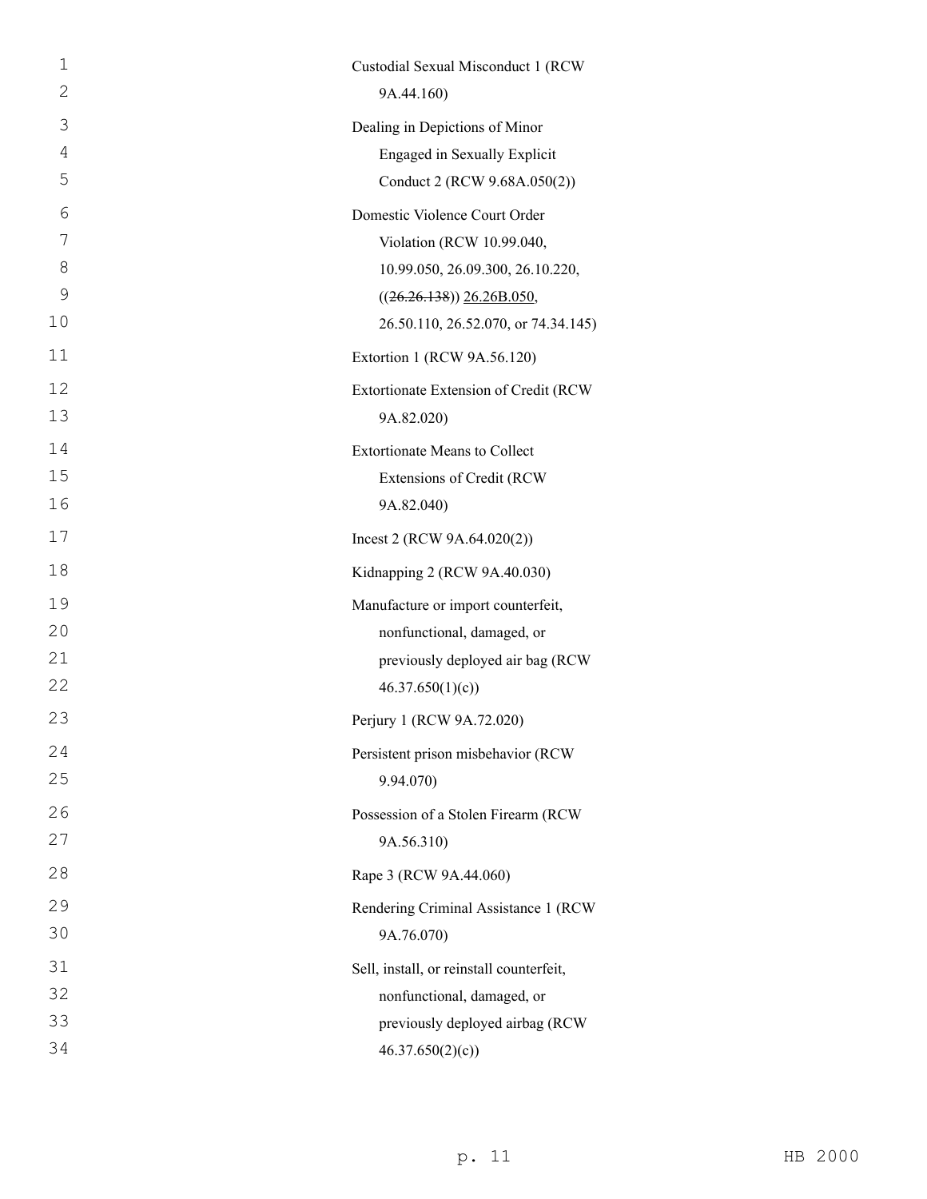Custodial Sexual Misconduct 1 (RCW 9A.44.160)

Dealing in Depictions of Minor Engaged in Sexually Explicit Conduct 2 (RCW 9.68A.050(2))

Domestic Violence Court Order Violation (RCW 10.99.040, 10.99.050, 26.09.300, 26.10.220, ((~~26.26.138~~)) <u>26.26B.050</u>, 26.50.110, 26.52.070, or 74.34.145)

Extortion 1 (RCW 9A.56.120)

Extortionate Extension of Credit (RCW 9A.82.020)

Extortionate Means to Collect Extensions of Credit (RCW 9A.82.040)

Incest 2 (RCW 9A.64.020(2))

Kidnapping 2 (RCW 9A.40.030)

Manufacture or import counterfeit, nonfunctional, damaged, or previously deployed air bag (RCW 46.37.650(1)(c))

Perjury 1 (RCW 9A.72.020)

Persistent prison misbehavior (RCW 9.94.070)

Possession of a Stolen Firearm (RCW 9A.56.310)

Rape 3 (RCW 9A.44.060)

Rendering Criminal Assistance 1 (RCW 9A.76.070)

Sell, install, or reinstall counterfeit, nonfunctional, damaged, or previously deployed airbag (RCW 46.37.650(2)(c))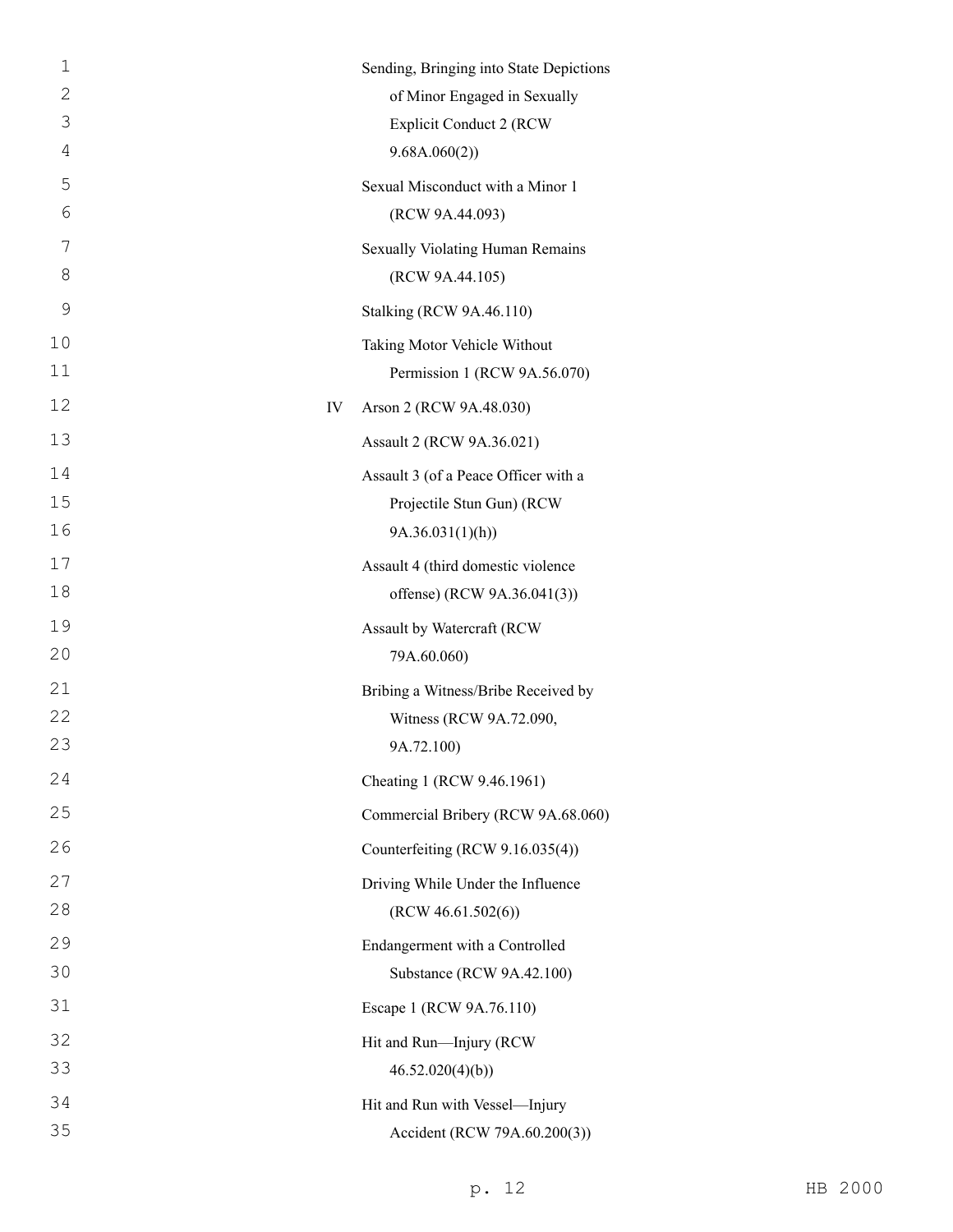Sending, Bringing into State Depictions of Minor Engaged in Sexually Explicit Conduct 2 (RCW 9.68A.060(2))

Sexual Misconduct with a Minor 1 (RCW 9A.44.093)

Sexually Violating Human Remains (RCW 9A.44.105)

Stalking (RCW 9A.46.110)

Taking Motor Vehicle Without Permission 1 (RCW 9A.56.070)

IV Arson 2 (RCW 9A.48.030)

Assault 2 (RCW 9A.36.021)

Assault 3 (of a Peace Officer with a Projectile Stun Gun) (RCW 9A.36.031(1)(h))

Assault 4 (third domestic violence offense) (RCW 9A.36.041(3))

Assault by Watercraft (RCW 79A.60.060)

Bribing a Witness/Bribe Received by Witness (RCW 9A.72.090, 9A.72.100)

Cheating 1 (RCW 9.46.1961)

Commercial Bribery (RCW 9A.68.060)

Counterfeiting (RCW 9.16.035(4))

Driving While Under the Influence (RCW 46.61.502(6))

Endangerment with a Controlled Substance (RCW 9A.42.100)

Escape 1 (RCW 9A.76.110)

Hit and Run—Injury (RCW 46.52.020(4)(b))

Hit and Run with Vessel—Injury Accident (RCW 79A.60.200(3))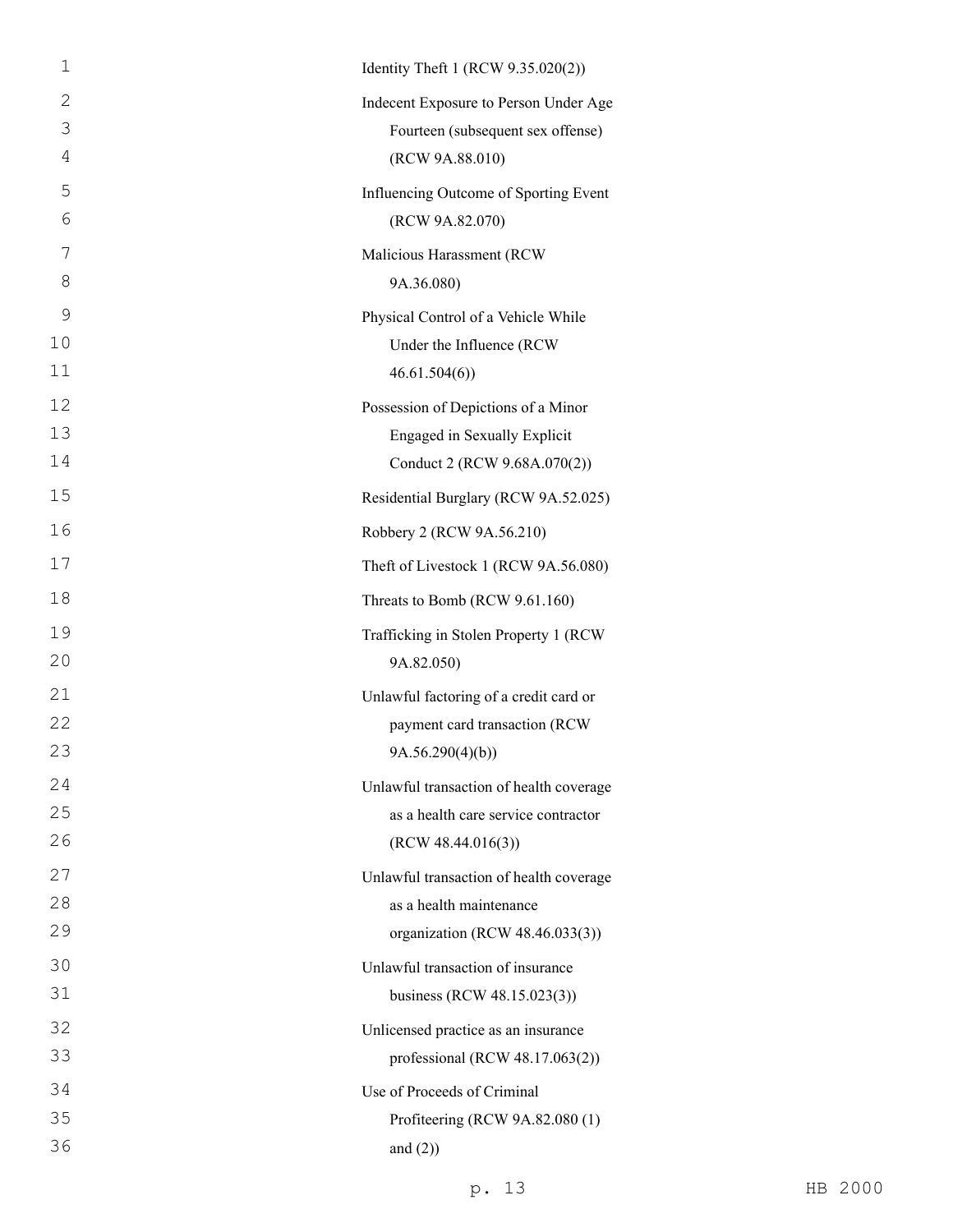Identity Theft 1 (RCW 9.35.020(2))

Indecent Exposure to Person Under Age Fourteen (subsequent sex offense) (RCW 9A.88.010)

Influencing Outcome of Sporting Event (RCW 9A.82.070)

Malicious Harassment (RCW 9A.36.080)

Physical Control of a Vehicle While Under the Influence (RCW 46.61.504(6))

Possession of Depictions of a Minor Engaged in Sexually Explicit Conduct 2 (RCW 9.68A.070(2))

Residential Burglary (RCW 9A.52.025)

Robbery 2 (RCW 9A.56.210)

Theft of Livestock 1 (RCW 9A.56.080)

Threats to Bomb (RCW 9.61.160)

Trafficking in Stolen Property 1 (RCW 9A.82.050)

Unlawful factoring of a credit card or payment card transaction (RCW 9A.56.290(4)(b))

Unlawful transaction of health coverage as a health care service contractor (RCW 48.44.016(3))

Unlawful transaction of health coverage as a health maintenance organization (RCW 48.46.033(3))

Unlawful transaction of insurance business (RCW 48.15.023(3))

Unlicensed practice as an insurance professional (RCW 48.17.063(2))

Use of Proceeds of Criminal Profiteering (RCW 9A.82.080 (1) and (2))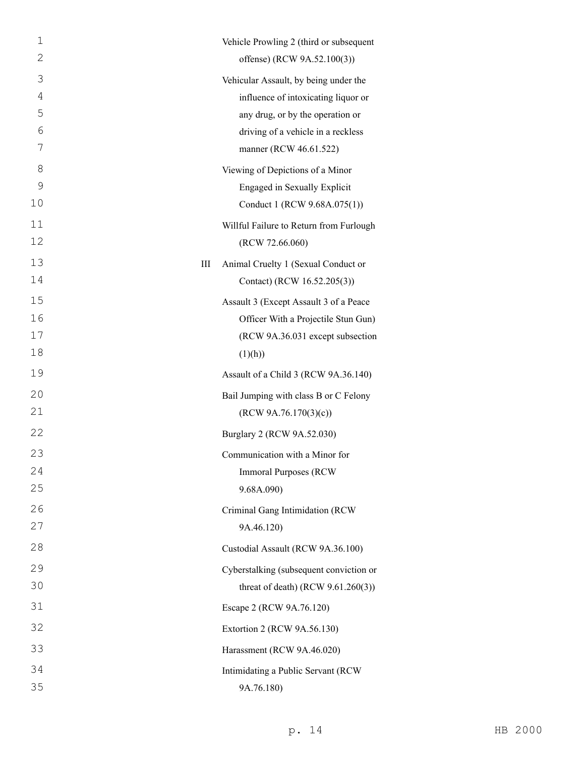Vehicle Prowling 2 (third or subsequent offense) (RCW 9A.52.100(3))

Vehicular Assault, by being under the influence of intoxicating liquor or any drug, or by the operation or driving of a vehicle in a reckless manner (RCW 46.61.522)

Viewing of Depictions of a Minor Engaged in Sexually Explicit Conduct 1 (RCW 9.68A.075(1))

Willful Failure to Return from Furlough (RCW 72.66.060)

III Animal Cruelty 1 (Sexual Conduct or Contact) (RCW 16.52.205(3))

Assault 3 (Except Assault 3 of a Peace Officer With a Projectile Stun Gun) (RCW 9A.36.031 except subsection (1)(h))

Assault of a Child 3 (RCW 9A.36.140)

Bail Jumping with class B or C Felony (RCW 9A.76.170(3)(c))

Burglary 2 (RCW 9A.52.030)

Communication with a Minor for Immoral Purposes (RCW 9.68A.090)

Criminal Gang Intimidation (RCW 9A.46.120)

Custodial Assault (RCW 9A.36.100)

Cyberstalking (subsequent conviction or threat of death) (RCW 9.61.260(3))

Escape 2 (RCW 9A.76.120)

Extortion 2 (RCW 9A.56.130)

Harassment (RCW 9A.46.020)

Intimidating a Public Servant (RCW 9A.76.180)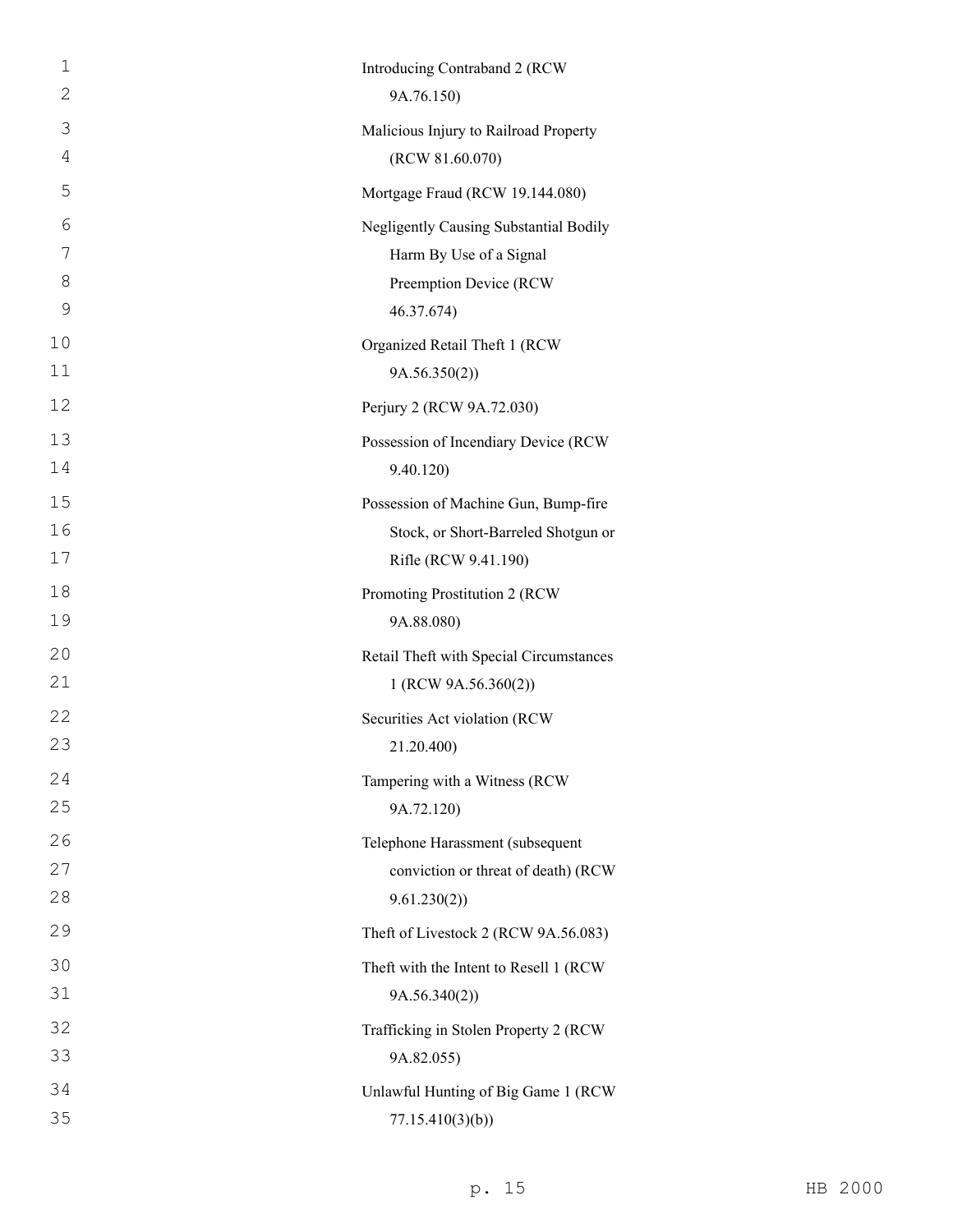Introducing Contraband 2 (RCW 9A.76.150)

Malicious Injury to Railroad Property (RCW 81.60.070)

Mortgage Fraud (RCW 19.144.080)

Negligently Causing Substantial Bodily Harm By Use of a Signal Preemption Device (RCW 46.37.674)

Organized Retail Theft 1 (RCW 9A.56.350(2))

Perjury 2 (RCW 9A.72.030)

Possession of Incendiary Device (RCW 9.40.120)

Possession of Machine Gun, Bump-fire Stock, or Short-Barreled Shotgun or Rifle (RCW 9.41.190)

Promoting Prostitution 2 (RCW 9A.88.080)

Retail Theft with Special Circumstances 1 (RCW 9A.56.360(2))

Securities Act violation (RCW 21.20.400)

Tampering with a Witness (RCW 9A.72.120)

Telephone Harassment (subsequent conviction or threat of death) (RCW 9.61.230(2))

Theft of Livestock 2 (RCW 9A.56.083)

Theft with the Intent to Resell 1 (RCW 9A.56.340(2))

Trafficking in Stolen Property 2 (RCW 9A.82.055)

Unlawful Hunting of Big Game 1 (RCW 77.15.410(3)(b))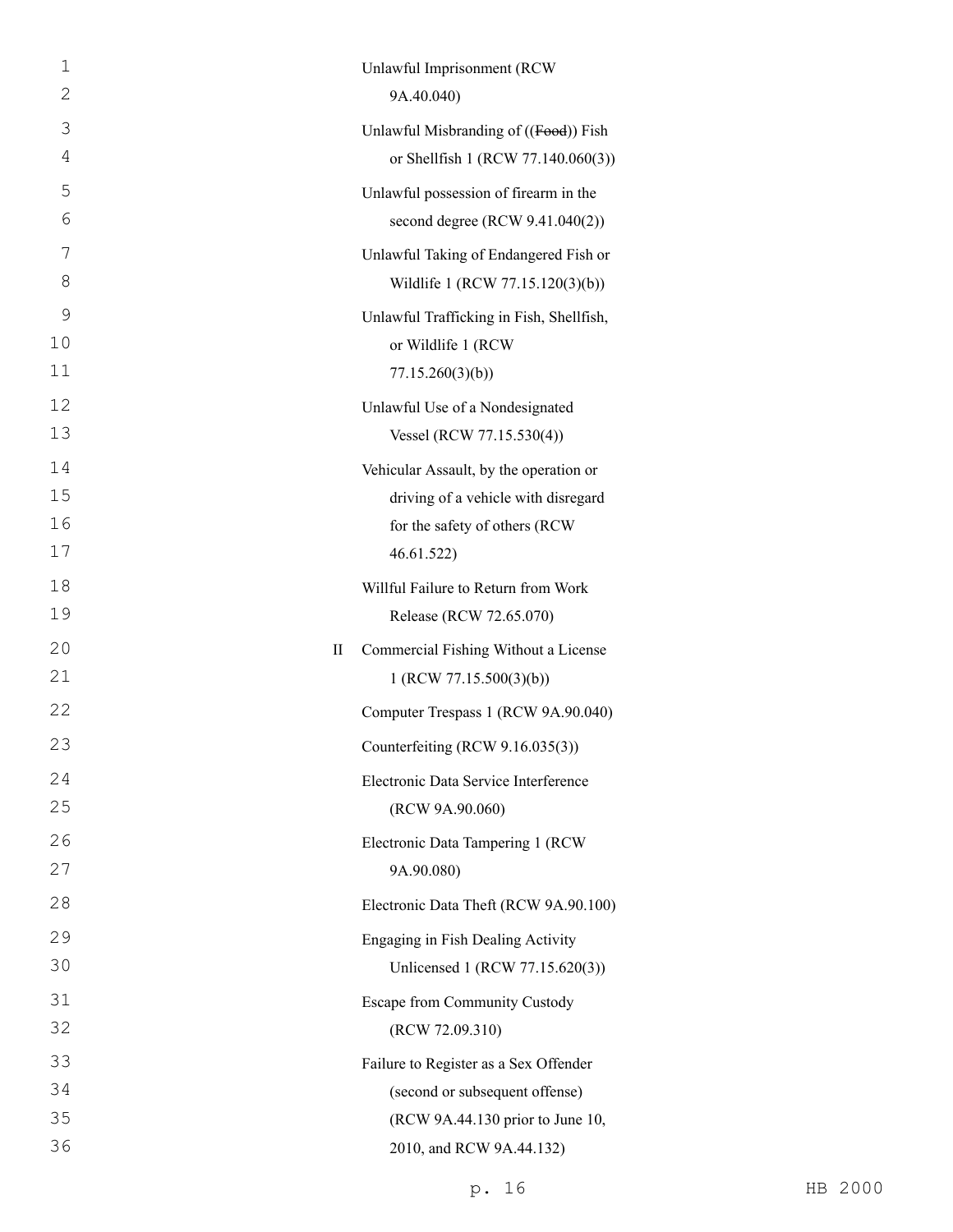| | |
|---|---|
| | Unlawful Imprisonment (RCW 9A.40.040) |
| | Unlawful Misbranding of ((~~Food~~)) Fish or Shellfish 1 (RCW 77.140.060(3)) |
| | Unlawful possession of firearm in the second degree (RCW 9.41.040(2)) |
| | Unlawful Taking of Endangered Fish or Wildlife 1 (RCW 77.15.120(3)(b)) |
| | Unlawful Trafficking in Fish, Shellfish, or Wildlife 1 (RCW 77.15.260(3)(b)) |
| | Unlawful Use of a Nondesignated Vessel (RCW 77.15.530(4)) |
| | Vehicular Assault, by the operation or driving of a vehicle with disregard for the safety of others (RCW 46.61.522) |
| | Willful Failure to Return from Work Release (RCW 72.65.070) |
| II | Commercial Fishing Without a License 1 (RCW 77.15.500(3)(b)) |
| | Computer Trespass 1 (RCW 9A.90.040) |
| | Counterfeiting (RCW 9.16.035(3)) |
| | Electronic Data Service Interference (RCW 9A.90.060) |
| | Electronic Data Tampering 1 (RCW 9A.90.080) |
| | Electronic Data Theft (RCW 9A.90.100) |
| | Engaging in Fish Dealing Activity Unlicensed 1 (RCW 77.15.620(3)) |
| | Escape from Community Custody (RCW 72.09.310) |
| | Failure to Register as a Sex Offender (second or subsequent offense) (RCW 9A.44.130 prior to June 10, 2010, and RCW 9A.44.132) |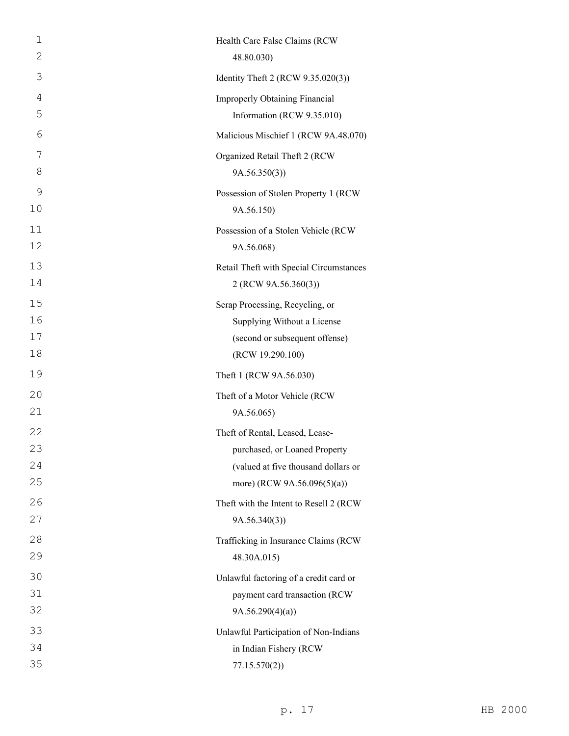Health Care False Claims (RCW 48.80.030)

Identity Theft 2 (RCW 9.35.020(3))

Improperly Obtaining Financial Information (RCW 9.35.010)

Malicious Mischief 1 (RCW 9A.48.070)

Organized Retail Theft 2 (RCW 9A.56.350(3))

Possession of Stolen Property 1 (RCW 9A.56.150)

Possession of a Stolen Vehicle (RCW 9A.56.068)

Retail Theft with Special Circumstances 2 (RCW 9A.56.360(3))

Scrap Processing, Recycling, or Supplying Without a License (second or subsequent offense) (RCW 19.290.100)

Theft 1 (RCW 9A.56.030)

Theft of a Motor Vehicle (RCW 9A.56.065)

Theft of Rental, Leased, Lease-purchased, or Loaned Property (valued at five thousand dollars or more) (RCW 9A.56.096(5)(a))

Theft with the Intent to Resell 2 (RCW 9A.56.340(3))

Trafficking in Insurance Claims (RCW 48.30A.015)

Unlawful factoring of a credit card or payment card transaction (RCW 9A.56.290(4)(a))

Unlawful Participation of Non-Indians in Indian Fishery (RCW 77.15.570(2))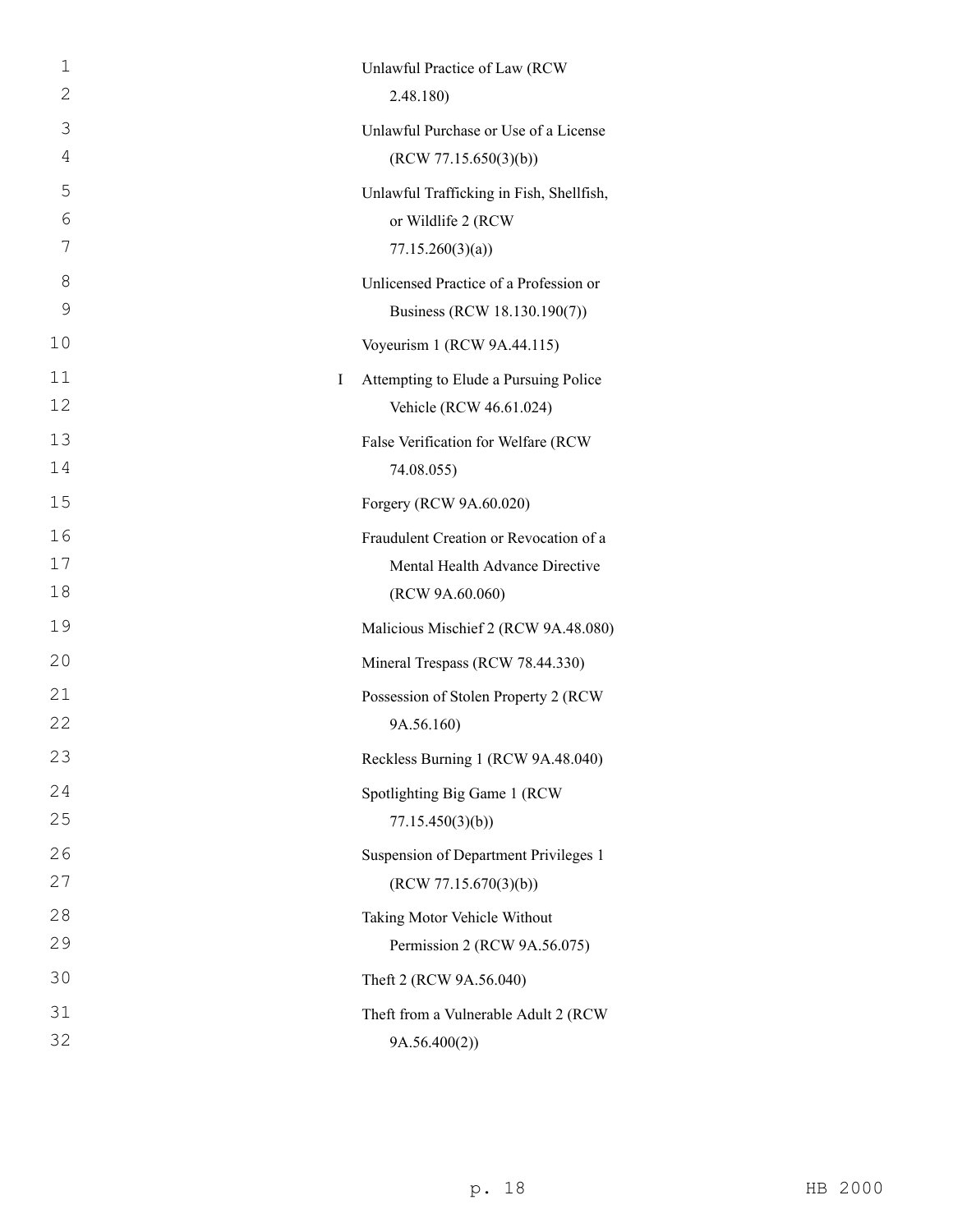Unlawful Practice of Law (RCW 2.48.180)

Unlawful Purchase or Use of a License (RCW 77.15.650(3)(b))

Unlawful Trafficking in Fish, Shellfish, or Wildlife 2 (RCW 77.15.260(3)(a))

Unlicensed Practice of a Profession or Business (RCW 18.130.190(7))

Voyeurism 1 (RCW 9A.44.115)

I Attempting to Elude a Pursuing Police Vehicle (RCW 46.61.024)

False Verification for Welfare (RCW 74.08.055)

Forgery (RCW 9A.60.020)

Fraudulent Creation or Revocation of a Mental Health Advance Directive (RCW 9A.60.060)

Malicious Mischief 2 (RCW 9A.48.080)

Mineral Trespass (RCW 78.44.330)

Possession of Stolen Property 2 (RCW 9A.56.160)

Reckless Burning 1 (RCW 9A.48.040)

Spotlighting Big Game 1 (RCW 77.15.450(3)(b))

Suspension of Department Privileges 1 (RCW 77.15.670(3)(b))

Taking Motor Vehicle Without Permission 2 (RCW 9A.56.075)

Theft 2 (RCW 9A.56.040)

Theft from a Vulnerable Adult 2 (RCW 9A.56.400(2))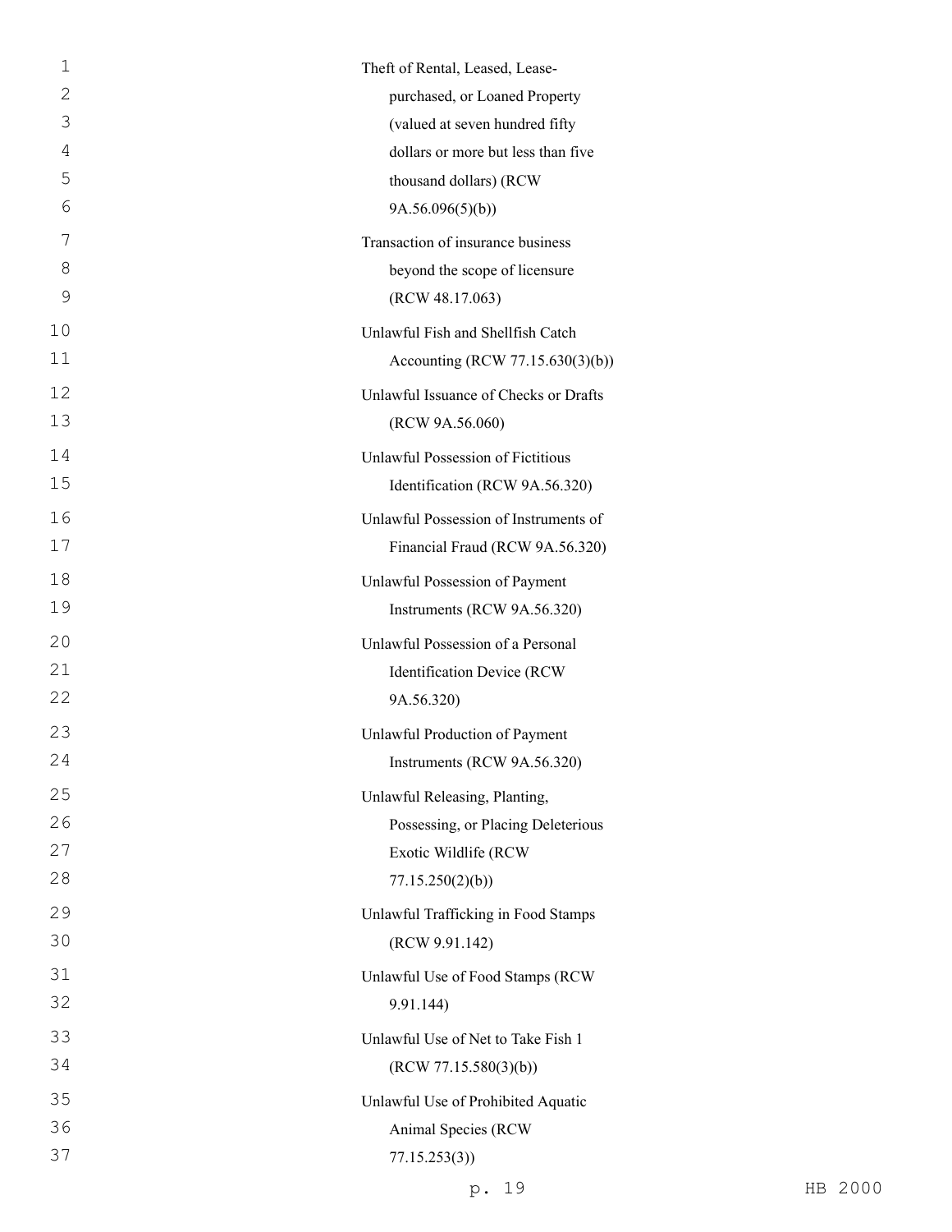Theft of Rental, Leased, Lease-purchased, or Loaned Property (valued at seven hundred fifty dollars or more but less than five thousand dollars) (RCW 9A.56.096(5)(b))

Transaction of insurance business beyond the scope of licensure (RCW 48.17.063)

Unlawful Fish and Shellfish Catch Accounting (RCW 77.15.630(3)(b))

Unlawful Issuance of Checks or Drafts (RCW 9A.56.060)

Unlawful Possession of Fictitious Identification (RCW 9A.56.320)

Unlawful Possession of Instruments of Financial Fraud (RCW 9A.56.320)

Unlawful Possession of Payment Instruments (RCW 9A.56.320)

Unlawful Possession of a Personal Identification Device (RCW 9A.56.320)

Unlawful Production of Payment Instruments (RCW 9A.56.320)

Unlawful Releasing, Planting, Possessing, or Placing Deleterious Exotic Wildlife (RCW 77.15.250(2)(b))

Unlawful Trafficking in Food Stamps (RCW 9.91.142)

Unlawful Use of Food Stamps (RCW 9.91.144)

Unlawful Use of Net to Take Fish 1 (RCW 77.15.580(3)(b))

Unlawful Use of Prohibited Aquatic Animal Species (RCW 77.15.253(3))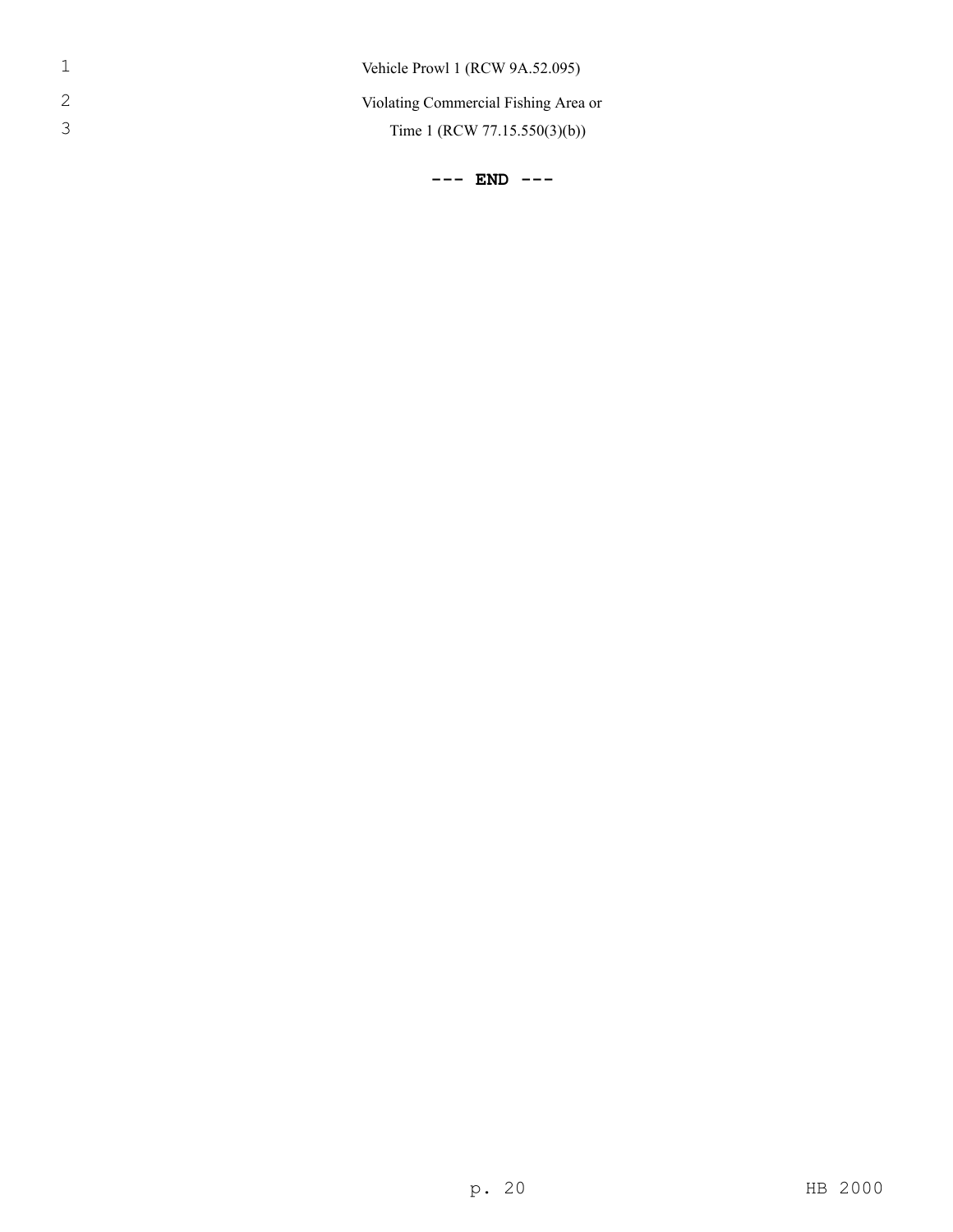Vehicle Prowl 1 (RCW 9A.52.095)

Violating Commercial Fishing Area or
Time 1 (RCW 77.15.550(3)(b))

**--- END ---**